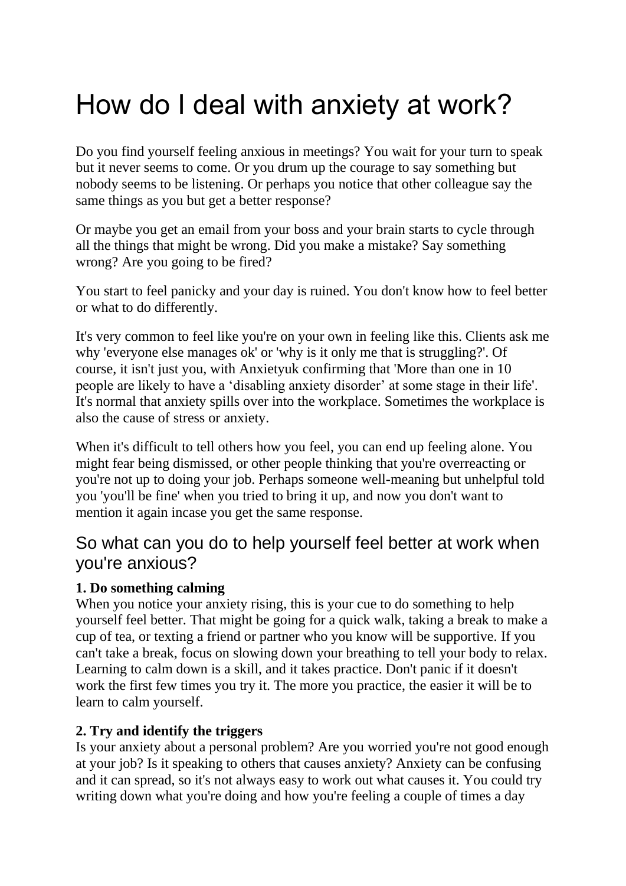# How do I deal with anxiety at work?

Do you find yourself feeling anxious in meetings? You wait for your turn to speak but it never seems to come. Or you drum up the courage to say something but nobody seems to be listening. Or perhaps you notice that other colleague say the same things as you but get a better response?

Or maybe you get an email from your boss and your brain starts to cycle through all the things that might be wrong. Did you make a mistake? Say something wrong? Are you going to be fired?

You start to feel panicky and your day is ruined. You don't know how to feel better or what to do differently.

It's very common to feel like you're on your own in feeling like this. Clients ask me why 'everyone else manages ok' or 'why is it only me that is struggling?'. Of course, it isn't just you, with Anxietyuk confirming that 'More than one in 10 people are likely to have a 'disabling anxiety disorder' at some stage in their life'. It's normal that anxiety spills over into the workplace. Sometimes the workplace is also the cause of stress or anxiety.

When it's difficult to tell others how you feel, you can end up feeling alone. You might fear being dismissed, or other people thinking that you're overreacting or you're not up to doing your job. Perhaps someone well-meaning but unhelpful told you 'you'll be fine' when you tried to bring it up, and now you don't want to mention it again incase you get the same response.

## So what can you do to help yourself feel better at work when you're anxious?

**1. Do something calming**
When you notice your anxiety rising, this is your cue to do something to help yourself feel better. That might be going for a quick walk, taking a break to make a cup of tea, or texting a friend or partner who you know will be supportive. If you can't take a break, focus on slowing down your breathing to tell your body to relax. Learning to calm down is a skill, and it takes practice. Don't panic if it doesn't work the first few times you try it. The more you practice, the easier it will be to learn to calm yourself.

**2. Try and identify the triggers**
Is your anxiety about a personal problem? Are you worried you're not good enough at your job? Is it speaking to others that causes anxiety? Anxiety can be confusing and it can spread, so it's not always easy to work out what causes it. You could try writing down what you're doing and how you're feeling a couple of times a day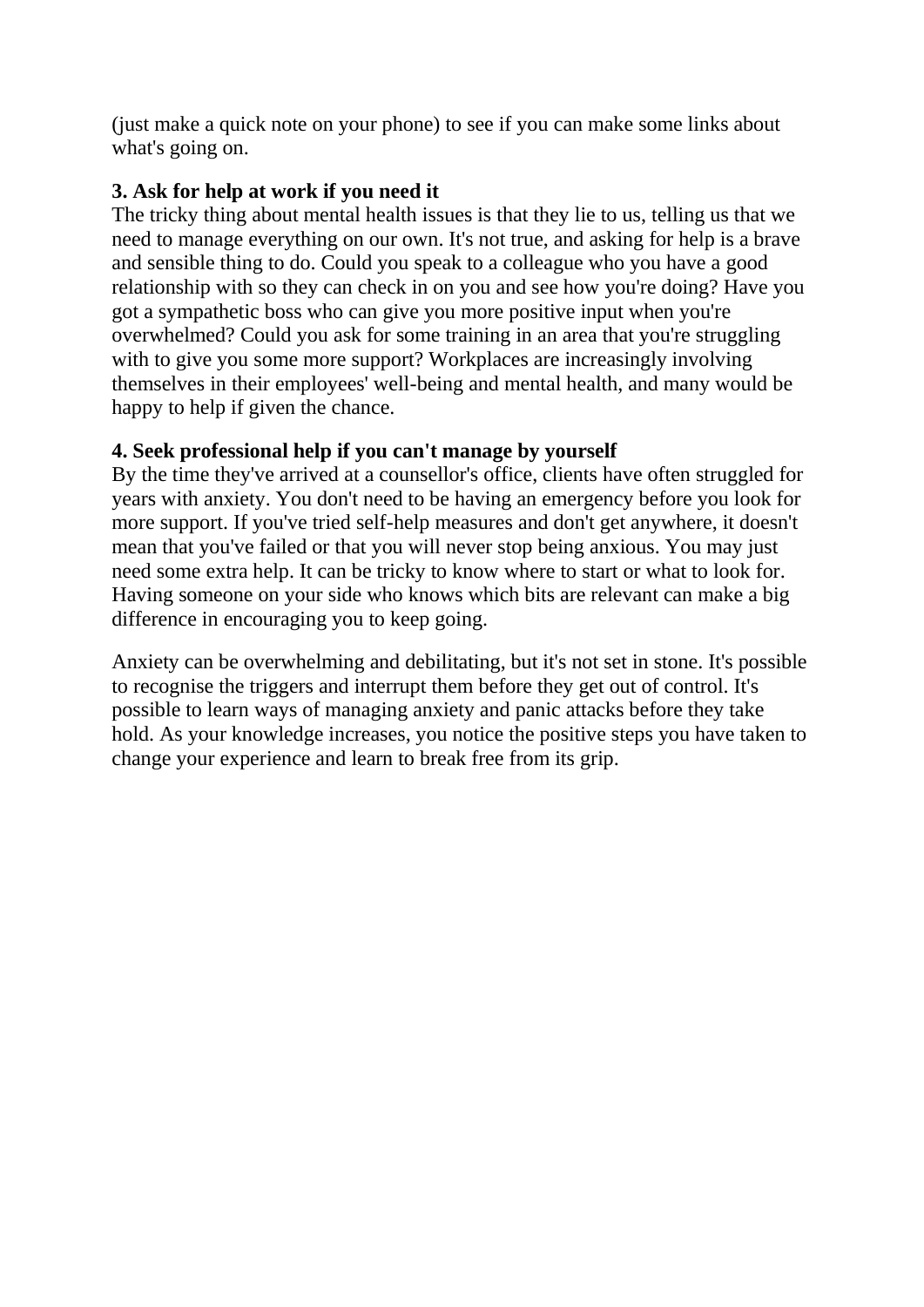(just make a quick note on your phone) to see if you can make some links about what's going on.

**3. Ask for help at work if you need it**

The tricky thing about mental health issues is that they lie to us, telling us that we need to manage everything on our own. It's not true, and asking for help is a brave and sensible thing to do. Could you speak to a colleague who you have a good relationship with so they can check in on you and see how you're doing? Have you got a sympathetic boss who can give you more positive input when you're overwhelmed? Could you ask for some training in an area that you're struggling with to give you some more support? Workplaces are increasingly involving themselves in their employees' well-being and mental health, and many would be happy to help if given the chance.

**4. Seek professional help if you can't manage by yourself**

By the time they've arrived at a counsellor's office, clients have often struggled for years with anxiety. You don't need to be having an emergency before you look for more support. If you've tried self-help measures and don't get anywhere, it doesn't mean that you've failed or that you will never stop being anxious. You may just need some extra help. It can be tricky to know where to start or what to look for. Having someone on your side who knows which bits are relevant can make a big difference in encouraging you to keep going.

Anxiety can be overwhelming and debilitating, but it's not set in stone. It's possible to recognise the triggers and interrupt them before they get out of control. It's possible to learn ways of managing anxiety and panic attacks before they take hold. As your knowledge increases, you notice the positive steps you have taken to change your experience and learn to break free from its grip.